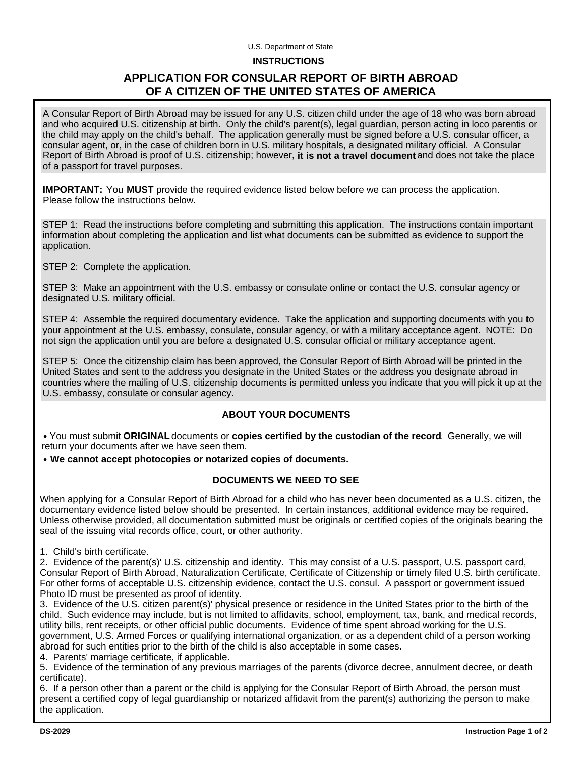U.S. Department of State

**INSTRUCTIONS**

# APPLICATION FOR CONSULAR REPORT OF BIRTH ABROAD OF A CITIZEN OF THE UNITED STATES OF AMERICA

A Consular Report of Birth Abroad may be issued for any U.S. citizen child under the age of 18 who was born abroad and who acquired U.S. citizenship at birth. Only the child's parent(s), legal guardian, person acting in loco parentis or the child may apply on the child's behalf. The application generally must be signed before a U.S. consular officer, a consular agent, or, in the case of children born in U.S. military hospitals, a designated military official. A Consular Report of Birth Abroad is proof of U.S. citizenship; however, **it is not a travel document** and does not take the place of a passport for travel purposes.

**IMPORTANT:** You **MUST** provide the required evidence listed below before we can process the application. Please follow the instructions below.

STEP 1: Read the instructions before completing and submitting this application. The instructions contain important information about completing the application and list what documents can be submitted as evidence to support the application.

STEP 2: Complete the application.

STEP 3: Make an appointment with the U.S. embassy or consulate online or contact the U.S. consular agency or designated U.S. military official.

STEP 4: Assemble the required documentary evidence. Take the application and supporting documents with you to your appointment at the U.S. embassy, consulate, consular agency, or with a military acceptance agent. NOTE: Do not sign the application until you are before a designated U.S. consular official or military acceptance agent.

STEP 5: Once the citizenship claim has been approved, the Consular Report of Birth Abroad will be printed in the United States and sent to the address you designate in the United States or the address you designate abroad in countries where the mailing of U.S. citizenship documents is permitted unless you indicate that you will pick it up at the U.S. embassy, consulate or consular agency.

## ABOUT YOUR DOCUMENTS

- You must submit **ORIGINAL** documents or **copies certified by the custodian of the record**. Generally, we will return your documents after we have seen them.
- **We cannot accept photocopies or notarized copies of documents.**

## DOCUMENTS WE NEED TO SEE

When applying for a Consular Report of Birth Abroad for a child who has never been documented as a U.S. citizen, the documentary evidence listed below should be presented. In certain instances, additional evidence may be required. Unless otherwise provided, all documentation submitted must be originals or certified copies of the originals bearing the seal of the issuing vital records office, court, or other authority.

1. Child's birth certificate.
2. Evidence of the parent(s)' U.S. citizenship and identity. This may consist of a U.S. passport, U.S. passport card, Consular Report of Birth Abroad, Naturalization Certificate, Certificate of Citizenship or timely filed U.S. birth certificate. For other forms of acceptable U.S. citizenship evidence, contact the U.S. consul. A passport or government issued Photo ID must be presented as proof of identity.
3. Evidence of the U.S. citizen parent(s)' physical presence or residence in the United States prior to the birth of the child. Such evidence may include, but is not limited to affidavits, school, employment, tax, bank, and medical records, utility bills, rent receipts, or other official public documents. Evidence of time spent abroad working for the U.S. government, U.S. Armed Forces or qualifying international organization, or as a dependent child of a person working abroad for such entities prior to the birth of the child is also acceptable in some cases.
4. Parents' marriage certificate, if applicable.
5. Evidence of the termination of any previous marriages of the parents (divorce decree, annulment decree, or death certificate).
6. If a person other than a parent or the child is applying for the Consular Report of Birth Abroad, the person must present a certified copy of legal guardianship or notarized affidavit from the parent(s) authorizing the person to make the application.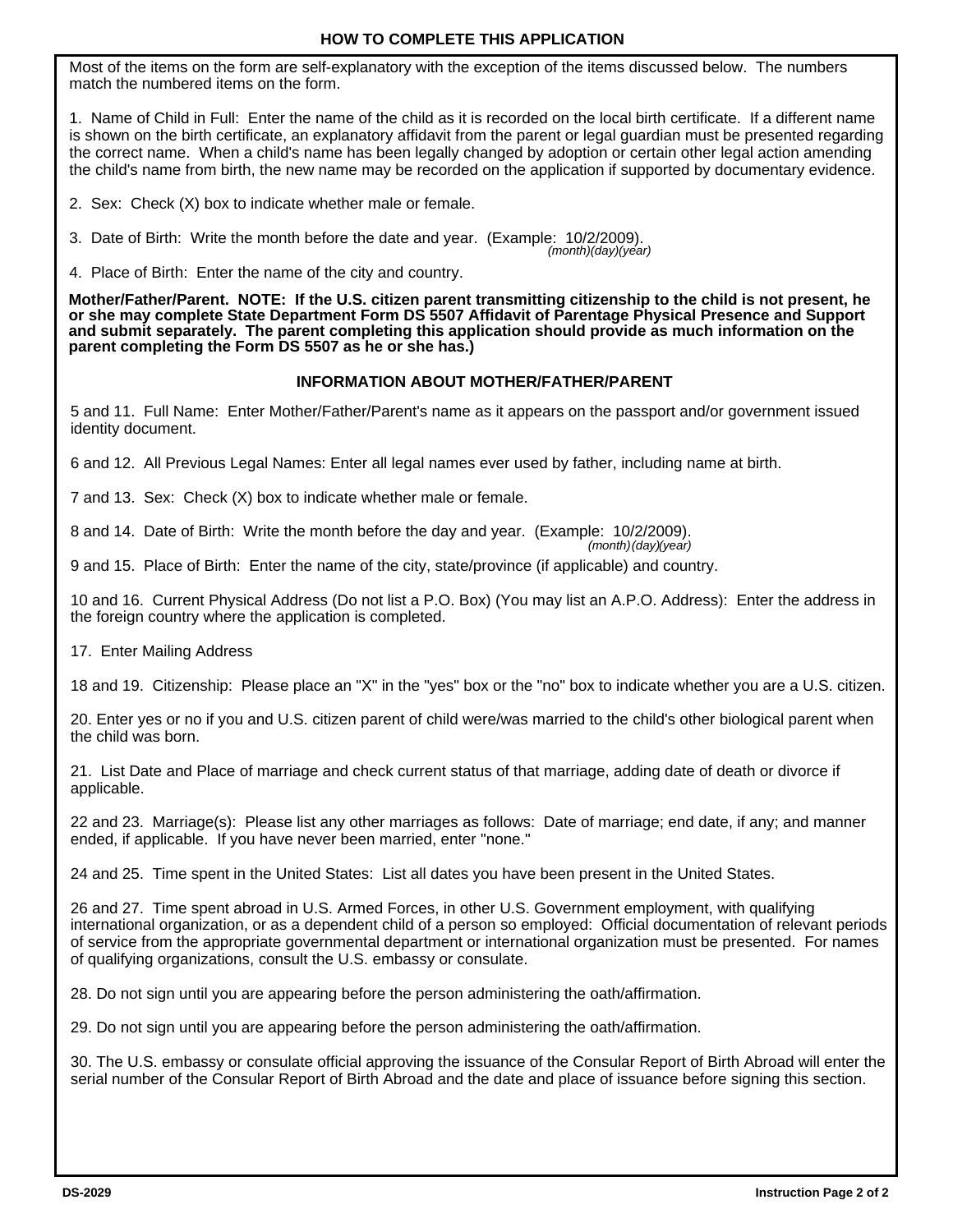## HOW TO COMPLETE THIS APPLICATION

Most of the items on the form are self-explanatory with the exception of the items discussed below. The numbers match the numbered items on the form.

1. Name of Child in Full: Enter the name of the child as it is recorded on the local birth certificate. If a different name is shown on the birth certificate, an explanatory affidavit from the parent or legal guardian must be presented regarding the correct name. When a child's name has been legally changed by adoption or certain other legal action amending the child's name from birth, the new name may be recorded on the application if supported by documentary evidence.

2. Sex: Check (X) box to indicate whether male or female.

3. Date of Birth: Write the month before the date and year. (Example: 10/2/2009). *(month)(day)(year)*

4. Place of Birth: Enter the name of the city and country.

**Mother/Father/Parent. NOTE: If the U.S. citizen parent transmitting citizenship to the child is not present, he or she may complete State Department Form DS 5507 Affidavit of Parentage Physical Presence and Support and submit separately. The parent completing this application should provide as much information on the parent completing the Form DS 5507 as he or she has.)**

### INFORMATION ABOUT MOTHER/FATHER/PARENT

5 and 11. Full Name: Enter Mother/Father/Parent's name as it appears on the passport and/or government issued identity document.

6 and 12. All Previous Legal Names: Enter all legal names ever used by father, including name at birth.

7 and 13. Sex: Check (X) box to indicate whether male or female.

8 and 14. Date of Birth: Write the month before the day and year. (Example: 10/2/2009). *(month)(day)(year)*

9 and 15. Place of Birth: Enter the name of the city, state/province (if applicable) and country.

10 and 16. Current Physical Address (Do not list a P.O. Box) (You may list an A.P.O. Address): Enter the address in the foreign country where the application is completed.

17. Enter Mailing Address

18 and 19. Citizenship: Please place an "X" in the "yes" box or the "no" box to indicate whether you are a U.S. citizen.

20. Enter yes or no if you and U.S. citizen parent of child were/was married to the child's other biological parent when the child was born.

21. List Date and Place of marriage and check current status of that marriage, adding date of death or divorce if applicable.

22 and 23. Marriage(s): Please list any other marriages as follows: Date of marriage; end date, if any; and manner ended, if applicable. If you have never been married, enter "none."

24 and 25. Time spent in the United States: List all dates you have been present in the United States.

26 and 27. Time spent abroad in U.S. Armed Forces, in other U.S. Government employment, with qualifying international organization, or as a dependent child of a person so employed: Official documentation of relevant periods of service from the appropriate governmental department or international organization must be presented. For names of qualifying organizations, consult the U.S. embassy or consulate.

28. Do not sign until you are appearing before the person administering the oath/affirmation.

29. Do not sign until you are appearing before the person administering the oath/affirmation.

30. The U.S. embassy or consulate official approving the issuance of the Consular Report of Birth Abroad will enter the serial number of the Consular Report of Birth Abroad and the date and place of issuance before signing this section.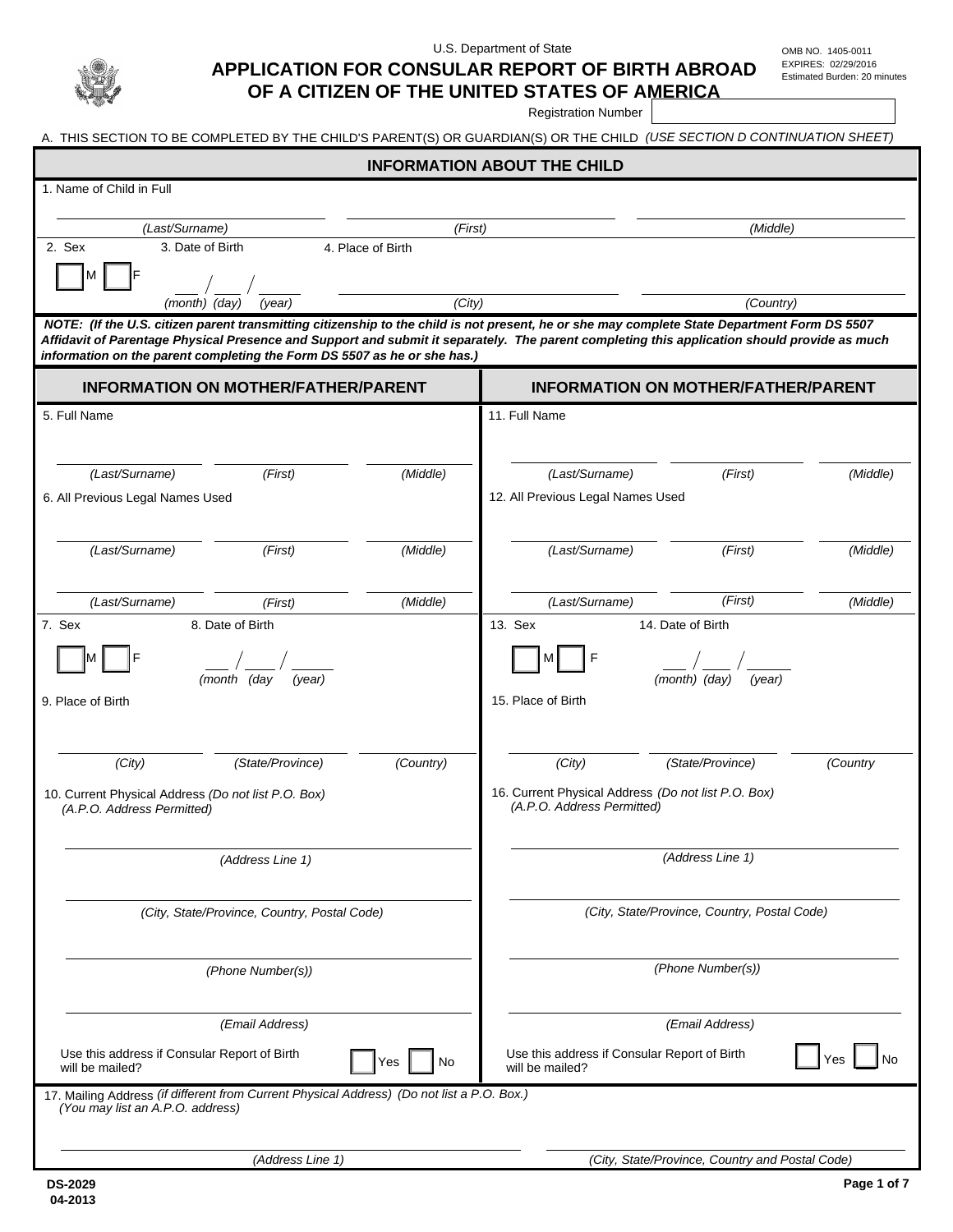U.S. Department of State

# APPLICATION FOR CONSULAR REPORT OF BIRTH ABROAD OF A CITIZEN OF THE UNITED STATES OF AMERICA

OMB NO. 1405-0011
EXPIRES: 02/29/2016
Estimated Burden: 20 minutes

Registration Number

A. THIS SECTION TO BE COMPLETED BY THE CHILD'S PARENT(S) OR GUARDIAN(S) OR THE CHILD *(USE SECTION D CONTINUATION SHEET)*

## INFORMATION ABOUT THE CHILD

1. Name of Child in Full

*(Last/Surname)* *(First)* *(Middle)*

2. Sex ☐ M ☐ F

3. Date of Birth ___ / ___ / ___ *(month) (day) (year)*

4. Place of Birth *(City)* *(Country)*

***NOTE: (If the U.S. citizen parent transmitting citizenship to the child is not present, he or she may complete State Department Form DS 5507 Affidavit of Parentage Physical Presence and Support and submit it separately. The parent completing this application should provide as much information on the parent completing the Form DS 5507 as he or she has.)***

## INFORMATION ON MOTHER/FATHER/PARENT

5. Full Name

*(Last/Surname)* *(First)* *(Middle)*

6. All Previous Legal Names Used

*(Last/Surname)* *(First)* *(Middle)*

*(Last/Surname)* *(First)* *(Middle)*

7. Sex ☐ M ☐ F

8. Date of Birth ___ / ___ / ___ *(month (day (year)*

9. Place of Birth

*(City)* *(State/Province)* *(Country)*

10. Current Physical Address *(Do not list P.O. Box)* *(A.P.O. Address Permitted)*

*(Address Line 1)*

*(City, State/Province, Country, Postal Code)*

*(Phone Number(s))*

*(Email Address)*

Use this address if Consular Report of Birth will be mailed? ☐ Yes ☐ No

## INFORMATION ON MOTHER/FATHER/PARENT

11. Full Name

*(Last/Surname)* *(First)* *(Middle)*

12. All Previous Legal Names Used

*(Last/Surname)* *(First)* *(Middle)*

*(Last/Surname)* *(First)* *(Middle)*

13. Sex ☐ M ☐ F

14. Date of Birth ___ / ___ / ___ *(month) (day) (year)*

15. Place of Birth

*(City)* *(State/Province)* *(Country*

16. Current Physical Address *(Do not list P.O. Box)* *(A.P.O. Address Permitted)*

*(Address Line 1)*

*(City, State/Province, Country, Postal Code)*

*(Phone Number(s))*

*(Email Address)*

Use this address if Consular Report of Birth will be mailed? ☐ Yes ☐ No

17. Mailing Address *(if different from Current Physical Address) (Do not list a P.O. Box.)* *(You may list an A.P.O. address)*

*(Address Line 1)* *(City, State/Province, Country and Postal Code)*

**DS-2029**
**04-2013**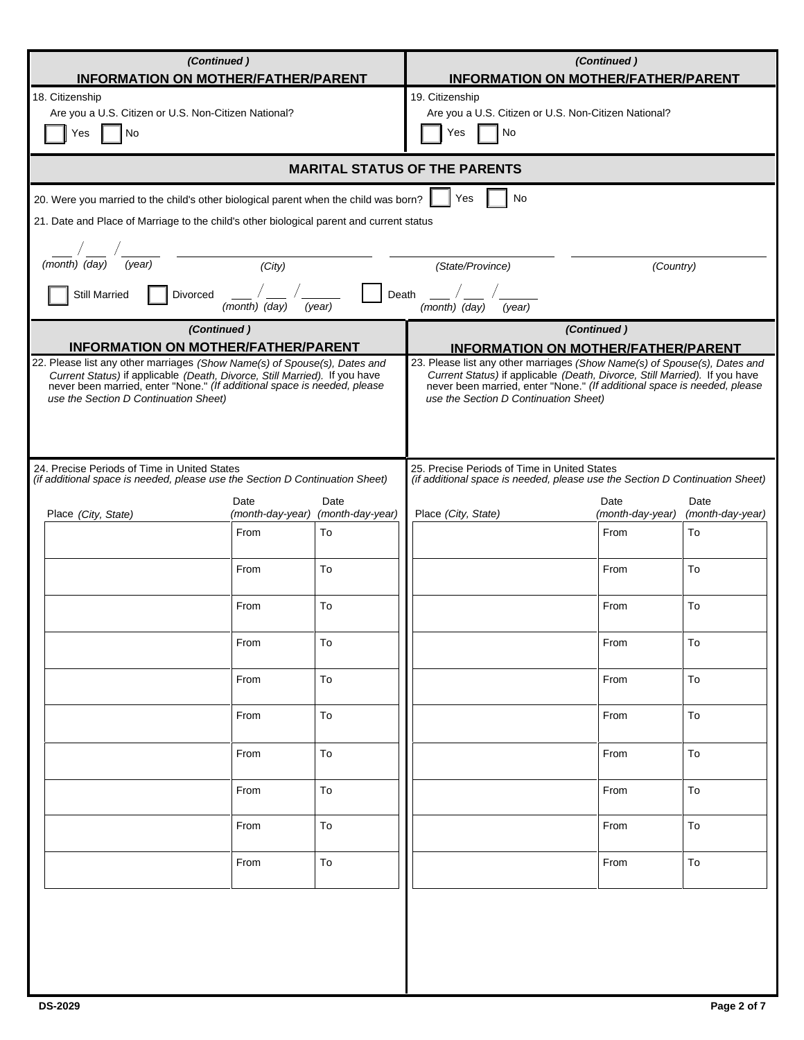## (Continued) INFORMATION ON MOTHER/FATHER/PARENT

18. Citizenship

Are you a U.S. Citizen or U.S. Non-Citizen National?

☐ Yes ☐ No

## (Continued) INFORMATION ON MOTHER/FATHER/PARENT

19. Citizenship

Are you a U.S. Citizen or U.S. Non-Citizen National?

☐ Yes ☐ No

## MARITAL STATUS OF THE PARENTS

20. Were you married to the child's other biological parent when the child was born? ☐ Yes ☐ No

21. Date and Place of Marriage to the child's other biological parent and current status

___ / ___ / _____ (month) (day) (year) ______________ *(City)* ______________ *(State/Province)* ______________ *(Country)*

☐ Still Married ☐ Divorced ___ / ___ / _____ *(month) (day) (year)* ☐ Death ___ / ___ / _____ *(month) (day) (year)*

## (Continued) INFORMATION ON MOTHER/FATHER/PARENT

22. Please list any other marriages *(Show Name(s) of Spouse(s), Dates and Current Status)* if applicable *(Death, Divorce, Still Married)*. If you have never been married, enter "None." *(If additional space is needed, please use the Section D Continuation Sheet)*

## (Continued) INFORMATION ON MOTHER/FATHER/PARENT

23. Please list any other marriages *(Show Name(s) of Spouse(s), Dates and Current Status)* if applicable *(Death, Divorce, Still Married)*. If you have never been married, enter "None." *(If additional space is needed, please use the Section D Continuation Sheet)*

24. Precise Periods of Time in United States
*(if additional space is needed, please use the Section D Continuation Sheet)*

| Place *(City, State)* | Date *(month-day-year)* | Date *(month-day-year)* |
|---|---|---|
| | From | To |
| | From | To |
| | From | To |
| | From | To |
| | From | To |
| | From | To |
| | From | To |
| | From | To |
| | From | To |
| | From | To |

25. Precise Periods of Time in United States
*(if additional space is needed, please use the Section D Continuation Sheet)*

| Place *(City, State)* | Date *(month-day-year)* | Date *(month-day-year)* |
|---|---|---|
| | From | To |
| | From | To |
| | From | To |
| | From | To |
| | From | To |
| | From | To |
| | From | To |
| | From | To |
| | From | To |
| | From | To |

DS-2029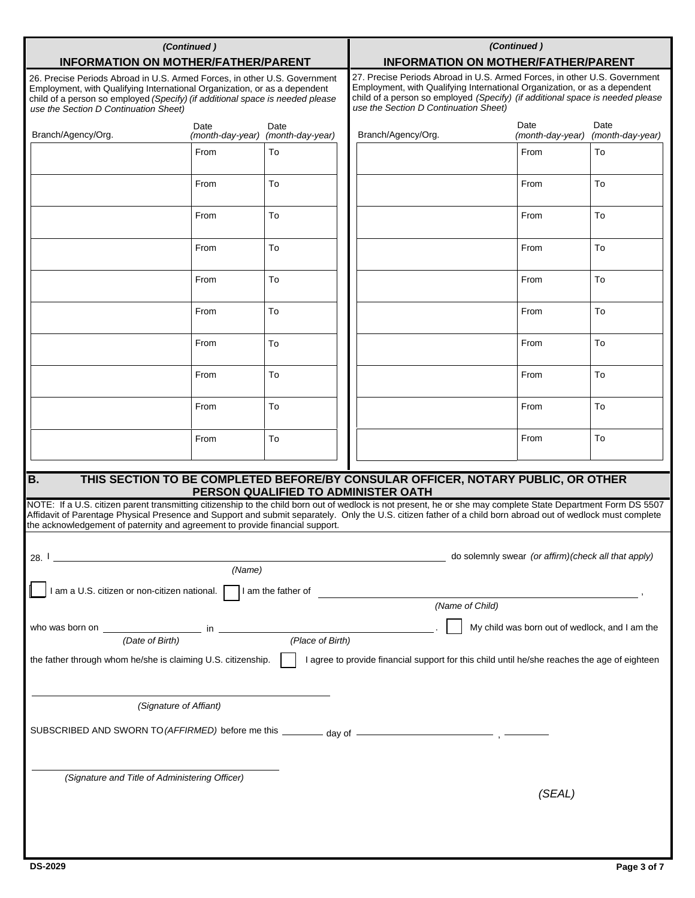## (Continued)
## INFORMATION ON MOTHER/FATHER/PARENT

26. Precise Periods Abroad in U.S. Armed Forces, in other U.S. Government Employment, with Qualifying International Organization, or as a dependent child of a person so employed *(Specify) (if additional space is needed please use the Section D Continuation Sheet)*

| Branch/Agency/Org. | Date *(month-day-year)* | Date *(month-day-year)* |
|---|---|---|
| | From | To |
| | From | To |
| | From | To |
| | From | To |
| | From | To |
| | From | To |
| | From | To |
| | From | To |
| | From | To |
| | From | To |

## (Continued)
## INFORMATION ON MOTHER/FATHER/PARENT

27. Precise Periods Abroad in U.S. Armed Forces, in other U.S. Government Employment, with Qualifying International Organization, or as a dependent child of a person so employed *(Specify) (if additional space is needed please use the Section D Continuation Sheet)*

| Branch/Agency/Org. | Date *(month-day-year)* | Date *(month-day-year)* |
|---|---|---|
| | From | To |
| | From | To |
| | From | To |
| | From | To |
| | From | To |
| | From | To |
| | From | To |
| | From | To |
| | From | To |
| | From | To |

## B. THIS SECTION TO BE COMPLETED BEFORE/BY CONSULAR OFFICER, NOTARY PUBLIC, OR OTHER PERSON QUALIFIED TO ADMINISTER OATH

NOTE: If a U.S. citizen parent transmitting citizenship to the child born out of wedlock is not present, he or she may complete State Department Form DS 5507 Affidavit of Parentage Physical Presence and Support and submit separately. Only the U.S. citizen father of a child born abroad out of wedlock must complete the acknowledgement of paternity and agreement to provide financial support.

28. I ______________________________ do solemnly swear *(or affirm)(check all that apply)*
*(Name)*

☐ I am a U.S. citizen or non-citizen national. ☐ I am the father of ______________________________ ,
*(Name of Child)*

who was born on ______________ in ______________________ . ☐ My child was born out of wedlock, and I am the
*(Date of Birth)* *(Place of Birth)*

the father through whom he/she is claiming U.S. citizenship. ☐ I agree to provide financial support for this child until he/she reaches the age of eighteen

______________________________
*(Signature of Affiant)*

SUBSCRIBED AND SWORN TO *(AFFIRMED)* before me this ________ day of ______________________ , ________

______________________________
*(Signature and Title of Administering Officer)*

*(SEAL)*

DS-2029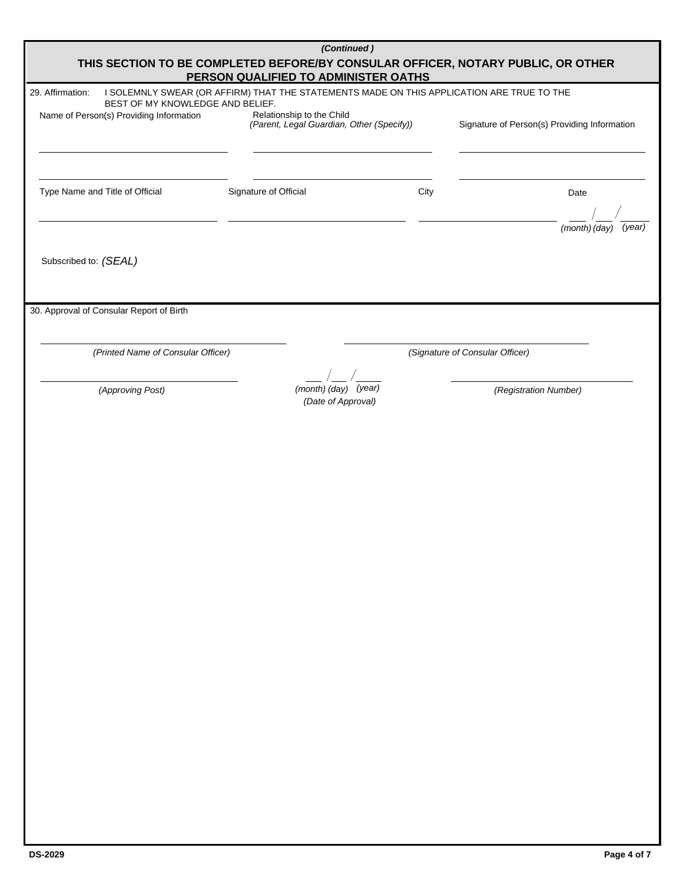*(Continued )*

**THIS SECTION TO BE COMPLETED BEFORE/BY CONSULAR OFFICER, NOTARY PUBLIC, OR OTHER PERSON QUALIFIED TO ADMINISTER OATHS**

29. Affirmation: I SOLEMNLY SWEAR (OR AFFIRM) THAT THE STATEMENTS MADE ON THIS APPLICATION ARE TRUE TO THE BEST OF MY KNOWLEDGE AND BELIEF.

| Name of Person(s) Providing Information | Relationship to the Child *(Parent, Legal Guardian, Other (Specify))* | Signature of Person(s) Providing Information |
|---|---|---|
| | | |
| | | |

| Type Name and Title of Official | Signature of Official | City | Date |
|---|---|---|---|
| | | | ___ / ___ / _____ *(month) (day) (year)* |

Subscribed to: *(SEAL)*

30. Approval of Consular Report of Birth

| *(Printed Name of Consular Officer)* | | *(Signature of Consular Officer)* |
|---|---|---|
| *(Approving Post)* | ___ / ___ / _____ *(month) (day) (year)* *(Date of Approval)* | *(Registration Number)* |

DS-2029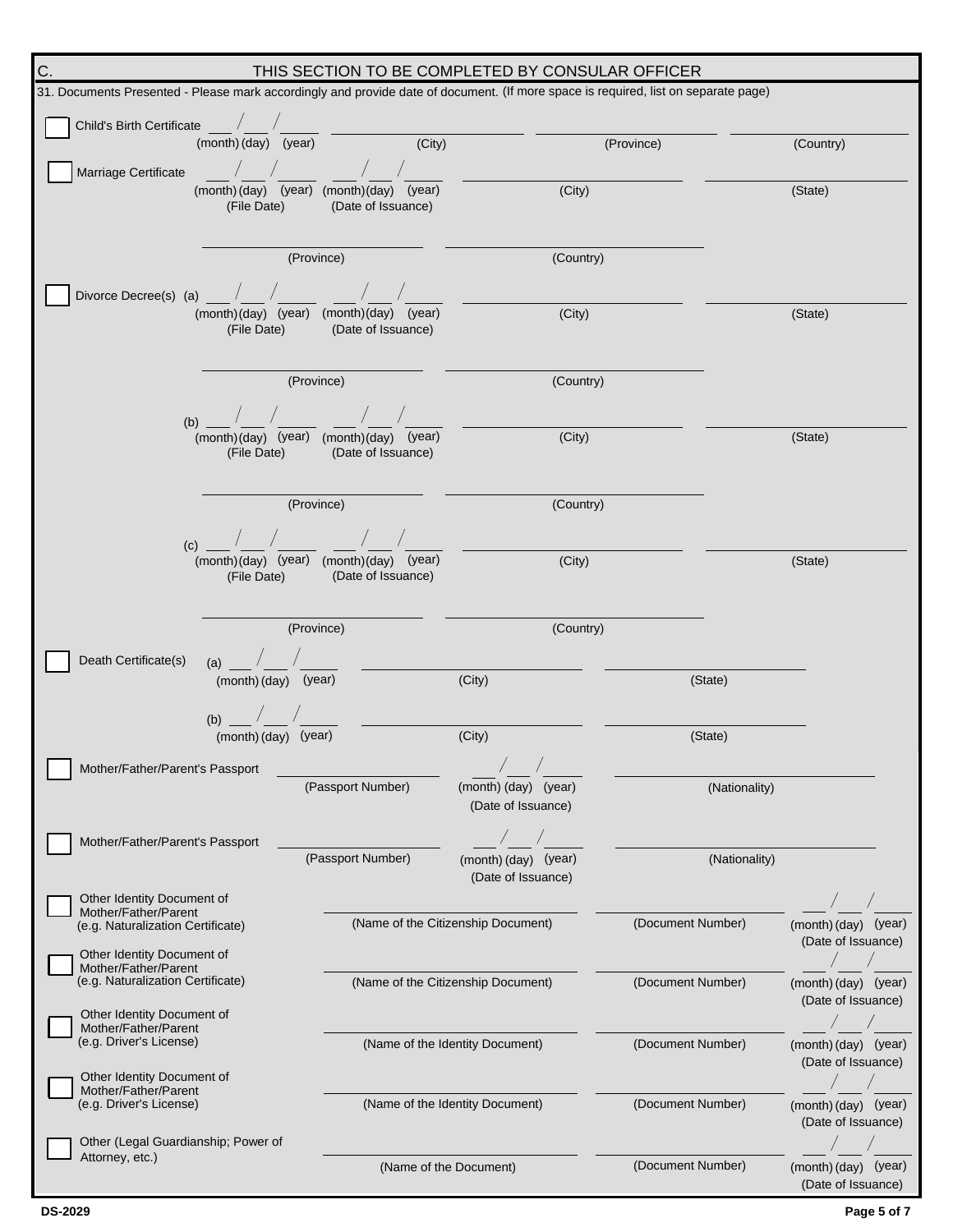## C. THIS SECTION TO BE COMPLETED BY CONSULAR OFFICER

31. Documents Presented - Please mark accordingly and provide date of document. (If more space is required, list on separate page)

☐ Child's Birth Certificate ___/___/_____ (month) (day) (year) __________ (City) __________ (Province) __________ (Country)

☐ Marriage Certificate ___/___/_____ (month) (day) (year) (File Date) ___/___/_____ (month) (day) (year) (Date of Issuance) __________ (City) __________ (State)

__________ (Province) __________ (Country)

☐ Divorce Decree(s) (a) ___/___/_____ (month) (day) (year) (File Date) ___/___/_____ (month) (day) (year) (Date of Issuance) __________ (City) __________ (State)

__________ (Province) __________ (Country)

(b) ___/___/_____ (month) (day) (year) (File Date) ___/___/_____ (month) (day) (year) (Date of Issuance) __________ (City) __________ (State)

__________ (Province) __________ (Country)

(c) ___/___/_____ (month) (day) (year) (File Date) ___/___/_____ (month) (day) (year) (Date of Issuance) __________ (City) __________ (State)

__________ (Province) __________ (Country)

☐ Death Certificate(s) (a) ___/___/_____ (month) (day) (year) __________ (City) __________ (State)

(b) ___/___/_____ (month) (day) (year) __________ (City) __________ (State)

☐ Mother/Father/Parent's Passport __________ (Passport Number) ___/___/_____ (month) (day) (year) (Date of Issuance) __________ (Nationality)

☐ Mother/Father/Parent's Passport __________ (Passport Number) ___/___/_____ (month) (day) (year) (Date of Issuance) __________ (Nationality)

☐ Other Identity Document of Mother/Father/Parent (e.g. Naturalization Certificate) __________ (Name of the Citizenship Document) __________ (Document Number) ___/___/_____ (month) (day) (year) (Date of Issuance)

☐ Other Identity Document of Mother/Father/Parent (e.g. Naturalization Certificate) __________ (Name of the Citizenship Document) __________ (Document Number) ___/___/_____ (month) (day) (year) (Date of Issuance)

☐ Other Identity Document of Mother/Father/Parent (e.g. Driver's License) __________ (Name of the Identity Document) __________ (Document Number) ___/___/_____ (month) (day) (year) (Date of Issuance)

☐ Other Identity Document of Mother/Father/Parent (e.g. Driver's License) __________ (Name of the Identity Document) __________ (Document Number) ___/___/_____ (month) (day) (year) (Date of Issuance)

☐ Other (Legal Guardianship; Power of Attorney, etc.) __________ (Name of the Document) __________ (Document Number) ___/___/_____ (month) (day) (year) (Date of Issuance)

DS-2029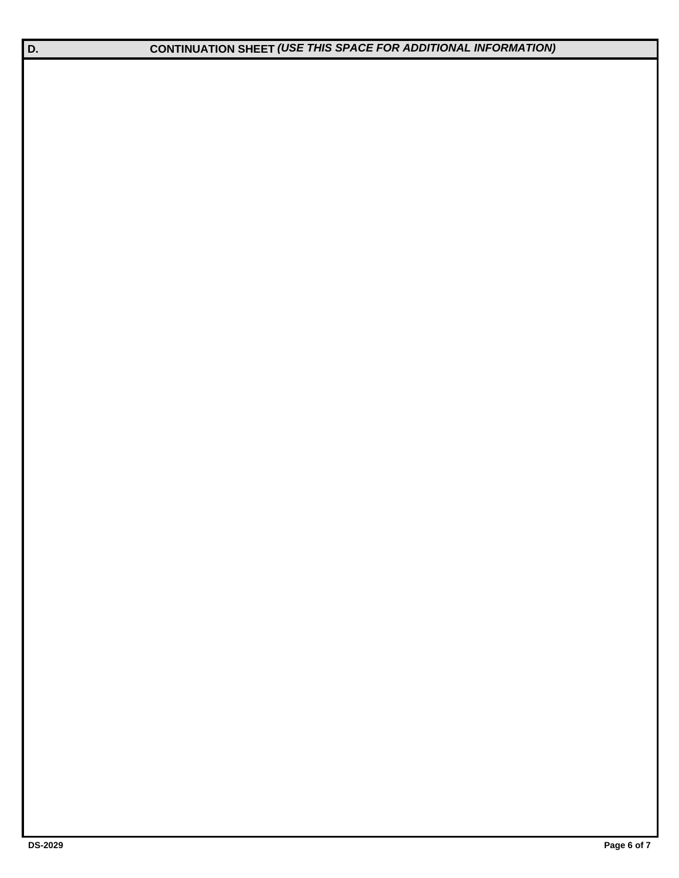## D. CONTINUATION SHEET *(USE THIS SPACE FOR ADDITIONAL INFORMATION)*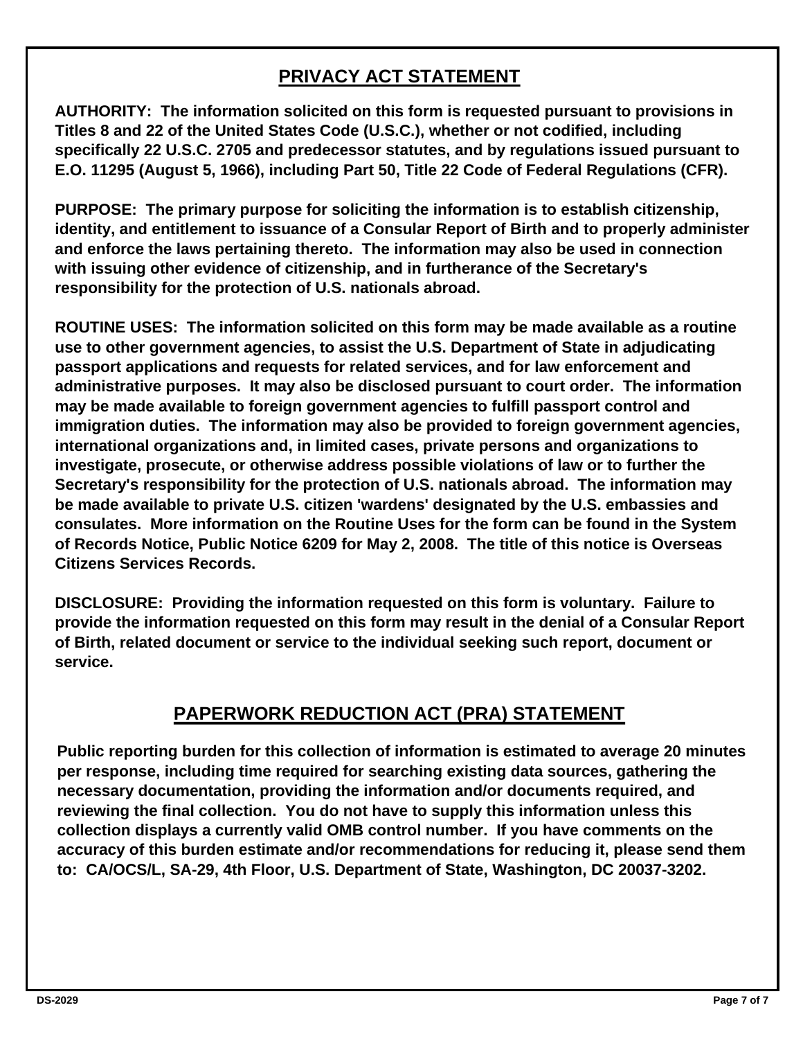## PRIVACY ACT STATEMENT

**AUTHORITY: The information solicited on this form is requested pursuant to provisions in Titles 8 and 22 of the United States Code (U.S.C.), whether or not codified, including specifically 22 U.S.C. 2705 and predecessor statutes, and by regulations issued pursuant to E.O. 11295 (August 5, 1966), including Part 50, Title 22 Code of Federal Regulations (CFR).**

**PURPOSE: The primary purpose for soliciting the information is to establish citizenship, identity, and entitlement to issuance of a Consular Report of Birth and to properly administer and enforce the laws pertaining thereto. The information may also be used in connection with issuing other evidence of citizenship, and in furtherance of the Secretary's responsibility for the protection of U.S. nationals abroad.**

**ROUTINE USES: The information solicited on this form may be made available as a routine use to other government agencies, to assist the U.S. Department of State in adjudicating passport applications and requests for related services, and for law enforcement and administrative purposes. It may also be disclosed pursuant to court order. The information may be made available to foreign government agencies to fulfill passport control and immigration duties. The information may also be provided to foreign government agencies, international organizations and, in limited cases, private persons and organizations to investigate, prosecute, or otherwise address possible violations of law or to further the Secretary's responsibility for the protection of U.S. nationals abroad. The information may be made available to private U.S. citizen 'wardens' designated by the U.S. embassies and consulates. More information on the Routine Uses for the form can be found in the System of Records Notice, Public Notice 6209 for May 2, 2008. The title of this notice is Overseas Citizens Services Records.**

**DISCLOSURE: Providing the information requested on this form is voluntary. Failure to provide the information requested on this form may result in the denial of a Consular Report of Birth, related document or service to the individual seeking such report, document or service.**

## PAPERWORK REDUCTION ACT (PRA) STATEMENT

**Public reporting burden for this collection of information is estimated to average 20 minutes per response, including time required for searching existing data sources, gathering the necessary documentation, providing the information and/or documents required, and reviewing the final collection. You do not have to supply this information unless this collection displays a currently valid OMB control number. If you have comments on the accuracy of this burden estimate and/or recommendations for reducing it, please send them to: CA/OCS/L, SA-29, 4th Floor, U.S. Department of State, Washington, DC 20037-3202.**